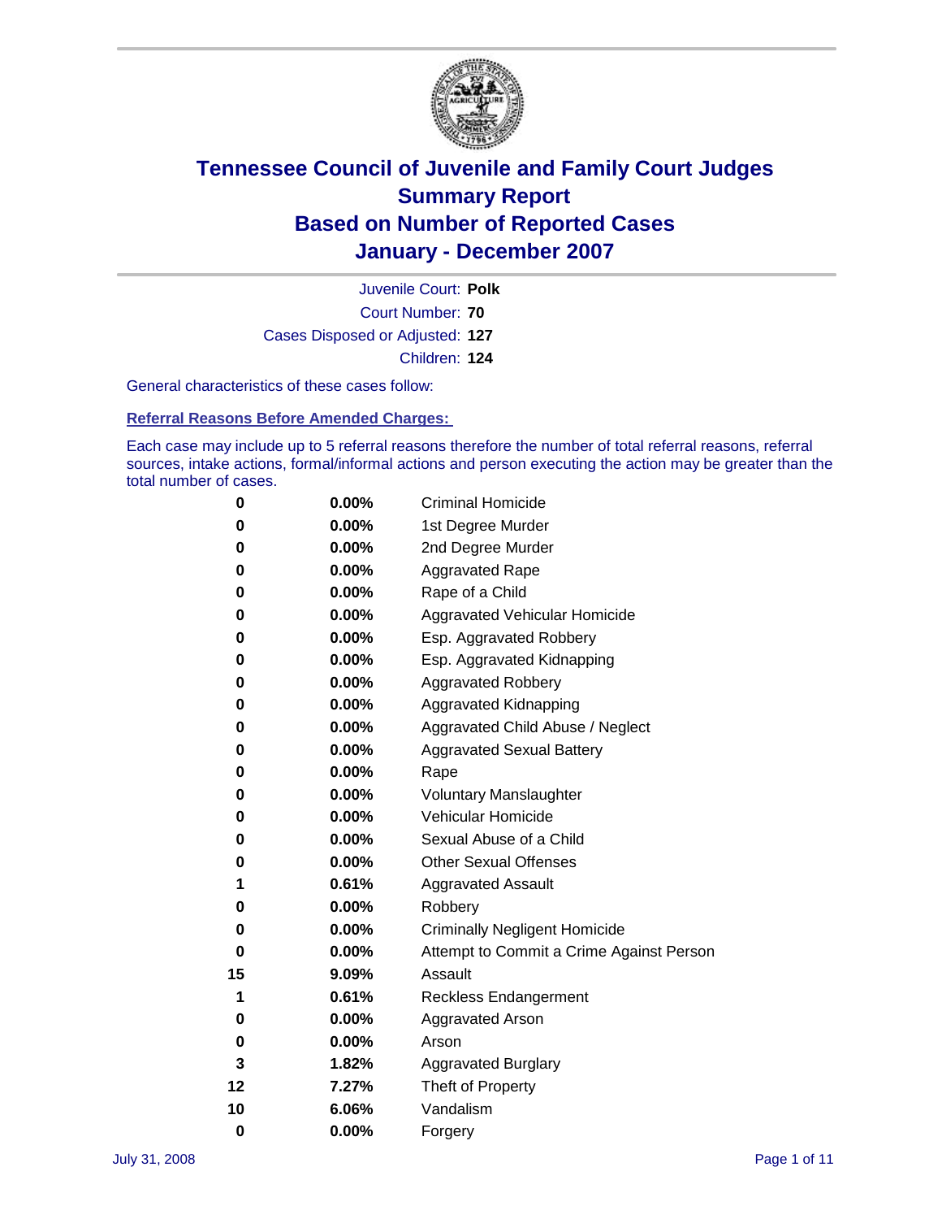# Tennessee Council of Juvenile and Family Court Judges
## Summary Report
## Based on Number of Reported Cases
## January - December 2007

Juvenile Court: **Polk**
Court Number: **70**
Cases Disposed or Adjusted: **127**
Children: **124**

General characteristics of these cases follow:

### Referral Reasons Before Amended Charges:

Each case may include up to 5 referral reasons therefore the number of total referral reasons, referral sources, intake actions, formal/informal actions and person executing the action may be greater than the total number of cases.

| | | |
|---|---|---|
| 0 | 0.00% | Criminal Homicide |
| 0 | 0.00% | 1st Degree Murder |
| 0 | 0.00% | 2nd Degree Murder |
| 0 | 0.00% | Aggravated Rape |
| 0 | 0.00% | Rape of a Child |
| 0 | 0.00% | Aggravated Vehicular Homicide |
| 0 | 0.00% | Esp. Aggravated Robbery |
| 0 | 0.00% | Esp. Aggravated Kidnapping |
| 0 | 0.00% | Aggravated Robbery |
| 0 | 0.00% | Aggravated Kidnapping |
| 0 | 0.00% | Aggravated Child Abuse / Neglect |
| 0 | 0.00% | Aggravated Sexual Battery |
| 0 | 0.00% | Rape |
| 0 | 0.00% | Voluntary Manslaughter |
| 0 | 0.00% | Vehicular Homicide |
| 0 | 0.00% | Sexual Abuse of a Child |
| 0 | 0.00% | Other Sexual Offenses |
| 1 | 0.61% | Aggravated Assault |
| 0 | 0.00% | Robbery |
| 0 | 0.00% | Criminally Negligent Homicide |
| 0 | 0.00% | Attempt to Commit a Crime Against Person |
| 15 | 9.09% | Assault |
| 1 | 0.61% | Reckless Endangerment |
| 0 | 0.00% | Aggravated Arson |
| 0 | 0.00% | Arson |
| 3 | 1.82% | Aggravated Burglary |
| 12 | 7.27% | Theft of Property |
| 10 | 6.06% | Vandalism |
| 0 | 0.00% | Forgery |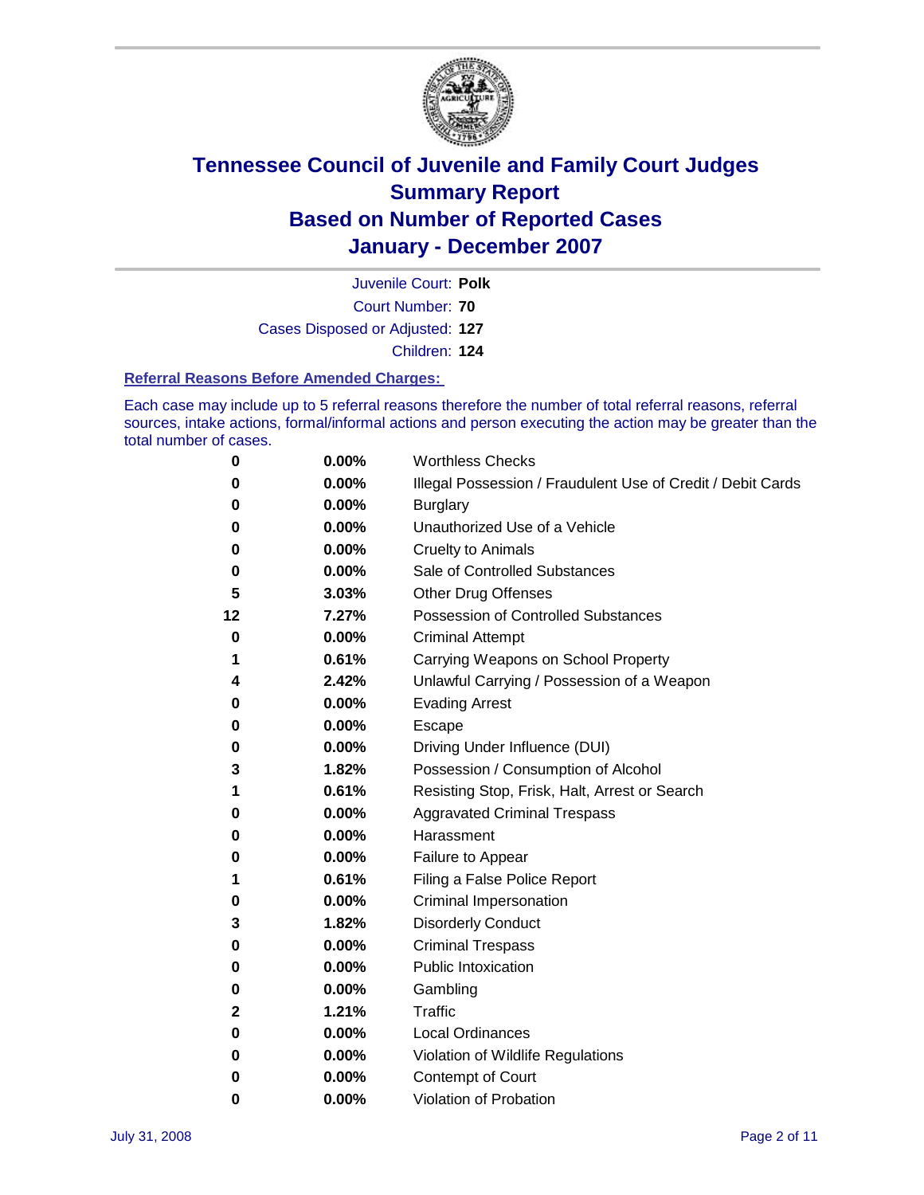# Tennessee Council of Juvenile and Family Court Judges
## Summary Report
## Based on Number of Reported Cases
## January - December 2007

Juvenile Court: **Polk**
Court Number: **70**
Cases Disposed or Adjusted: **127**
Children: **124**

### Referral Reasons Before Amended Charges:

Each case may include up to 5 referral reasons therefore the number of total referral reasons, referral sources, intake actions, formal/informal actions and person executing the action may be greater than the total number of cases.

| Count | Percent | Referral Reason |
|---|---|---|
| 0 | 0.00% | Worthless Checks |
| 0 | 0.00% | Illegal Possession / Fraudulent Use of Credit / Debit Cards |
| 0 | 0.00% | Burglary |
| 0 | 0.00% | Unauthorized Use of a Vehicle |
| 0 | 0.00% | Cruelty to Animals |
| 0 | 0.00% | Sale of Controlled Substances |
| 5 | 3.03% | Other Drug Offenses |
| 12 | 7.27% | Possession of Controlled Substances |
| 0 | 0.00% | Criminal Attempt |
| 1 | 0.61% | Carrying Weapons on School Property |
| 4 | 2.42% | Unlawful Carrying / Possession of a Weapon |
| 0 | 0.00% | Evading Arrest |
| 0 | 0.00% | Escape |
| 0 | 0.00% | Driving Under Influence (DUI) |
| 3 | 1.82% | Possession / Consumption of Alcohol |
| 1 | 0.61% | Resisting Stop, Frisk, Halt, Arrest or Search |
| 0 | 0.00% | Aggravated Criminal Trespass |
| 0 | 0.00% | Harassment |
| 0 | 0.00% | Failure to Appear |
| 1 | 0.61% | Filing a False Police Report |
| 0 | 0.00% | Criminal Impersonation |
| 3 | 1.82% | Disorderly Conduct |
| 0 | 0.00% | Criminal Trespass |
| 0 | 0.00% | Public Intoxication |
| 0 | 0.00% | Gambling |
| 2 | 1.21% | Traffic |
| 0 | 0.00% | Local Ordinances |
| 0 | 0.00% | Violation of Wildlife Regulations |
| 0 | 0.00% | Contempt of Court |
| 0 | 0.00% | Violation of Probation |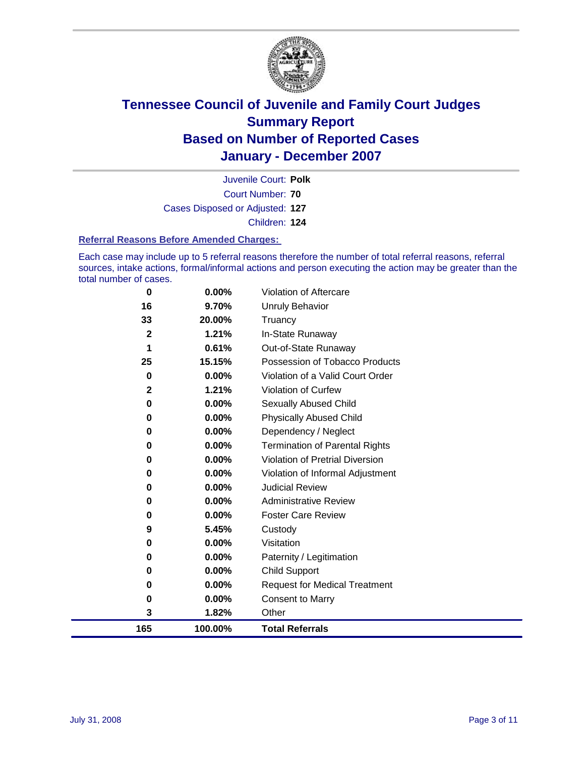# Tennessee Council of Juvenile and Family Court Judges
## Summary Report
## Based on Number of Reported Cases
## January - December 2007

Juvenile Court: **Polk**

Court Number: **70**

Cases Disposed or Adjusted: **127**

Children: **124**

### Referral Reasons Before Amended Charges:

Each case may include up to 5 referral reasons therefore the number of total referral reasons, referral sources, intake actions, formal/informal actions and person executing the action may be greater than the total number of cases.

| Count | Percent | Referral Reason |
|---|---|---|
| 0 | 0.00% | Violation of Aftercare |
| 16 | 9.70% | Unruly Behavior |
| 33 | 20.00% | Truancy |
| 2 | 1.21% | In-State Runaway |
| 1 | 0.61% | Out-of-State Runaway |
| 25 | 15.15% | Possession of Tobacco Products |
| 0 | 0.00% | Violation of a Valid Court Order |
| 2 | 1.21% | Violation of Curfew |
| 0 | 0.00% | Sexually Abused Child |
| 0 | 0.00% | Physically Abused Child |
| 0 | 0.00% | Dependency / Neglect |
| 0 | 0.00% | Termination of Parental Rights |
| 0 | 0.00% | Violation of Pretrial Diversion |
| 0 | 0.00% | Violation of Informal Adjustment |
| 0 | 0.00% | Judicial Review |
| 0 | 0.00% | Administrative Review |
| 0 | 0.00% | Foster Care Review |
| 9 | 5.45% | Custody |
| 0 | 0.00% | Visitation |
| 0 | 0.00% | Paternity / Legitimation |
| 0 | 0.00% | Child Support |
| 0 | 0.00% | Request for Medical Treatment |
| 0 | 0.00% | Consent to Marry |
| 3 | 1.82% | Other |
| **165** | **100.00%** | **Total Referrals** |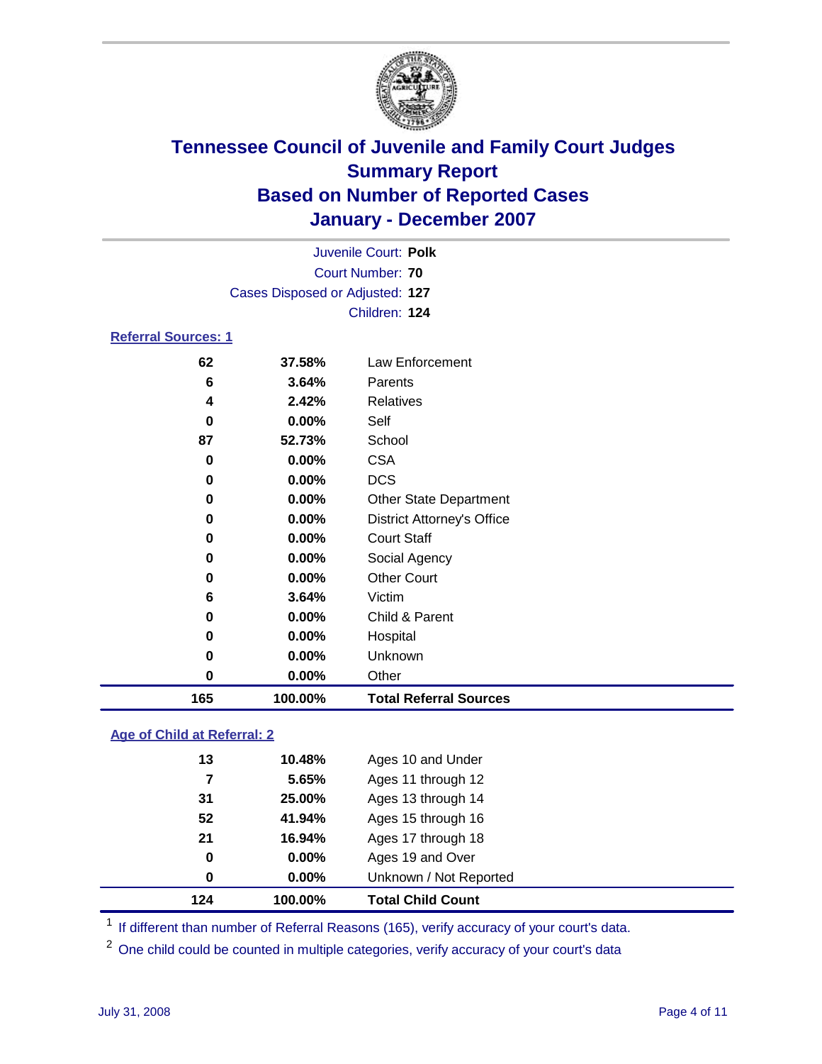# Tennessee Council of Juvenile and Family Court Judges
## Summary Report
## Based on Number of Reported Cases
## January - December 2007

Juvenile Court: **Polk**
Court Number: **70**
Cases Disposed or Adjusted: **127**
Children: **124**

### Referral Sources: 1

| | | |
|---|---|---|
| 62 | 37.58% | Law Enforcement |
| 6 | 3.64% | Parents |
| 4 | 2.42% | Relatives |
| 0 | 0.00% | Self |
| 87 | 52.73% | School |
| 0 | 0.00% | CSA |
| 0 | 0.00% | DCS |
| 0 | 0.00% | Other State Department |
| 0 | 0.00% | District Attorney's Office |
| 0 | 0.00% | Court Staff |
| 0 | 0.00% | Social Agency |
| 0 | 0.00% | Other Court |
| 6 | 3.64% | Victim |
| 0 | 0.00% | Child & Parent |
| 0 | 0.00% | Hospital |
| 0 | 0.00% | Unknown |
| 0 | 0.00% | Other |
| **165** | **100.00%** | **Total Referral Sources** |

### Age of Child at Referral: 2

| | | |
|---|---|---|
| 13 | 10.48% | Ages 10 and Under |
| 7 | 5.65% | Ages 11 through 12 |
| 31 | 25.00% | Ages 13 through 14 |
| 52 | 41.94% | Ages 15 through 16 |
| 21 | 16.94% | Ages 17 through 18 |
| 0 | 0.00% | Ages 19 and Over |
| 0 | 0.00% | Unknown / Not Reported |
| **124** | **100.00%** | **Total Child Count** |

[1] If different than number of Referral Reasons (165), verify accuracy of your court's data.

[2] One child could be counted in multiple categories, verify accuracy of your court's data

July 31, 2008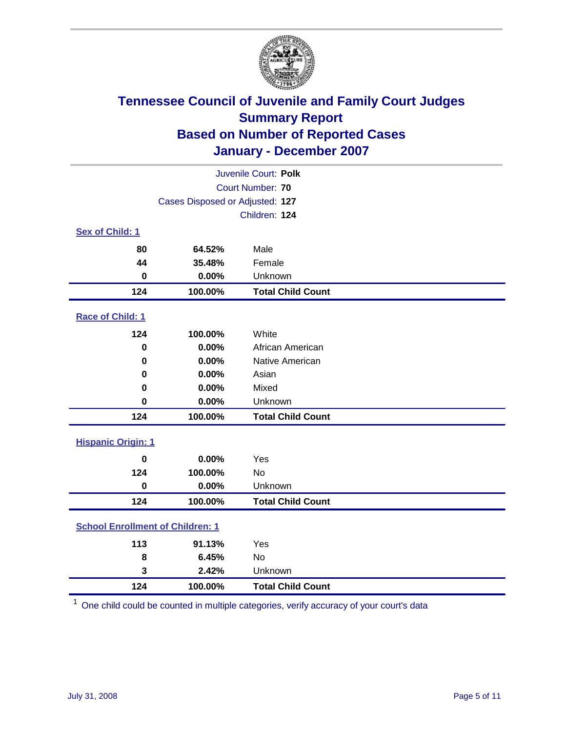# Tennessee Council of Juvenile and Family Court Judges
# Summary Report
# Based on Number of Reported Cases
# January - December 2007

Juvenile Court: **Polk**
Court Number: **70**
Cases Disposed or Adjusted: **127**
Children: **124**

### Sex of Child: 1

| | | |
|---|---|---|
| 80 | 64.52% | Male |
| 44 | 35.48% | Female |
| 0 | 0.00% | Unknown |
| **124** | **100.00%** | **Total Child Count** |

### Race of Child: 1

| | | |
|---|---|---|
| 124 | 100.00% | White |
| 0 | 0.00% | African American |
| 0 | 0.00% | Native American |
| 0 | 0.00% | Asian |
| 0 | 0.00% | Mixed |
| 0 | 0.00% | Unknown |
| **124** | **100.00%** | **Total Child Count** |

### Hispanic Origin: 1

| | | |
|---|---|---|
| 0 | 0.00% | Yes |
| 124 | 100.00% | No |
| 0 | 0.00% | Unknown |
| **124** | **100.00%** | **Total Child Count** |

### School Enrollment of Children: 1

| | | |
|---|---|---|
| 113 | 91.13% | Yes |
| 8 | 6.45% | No |
| 3 | 2.42% | Unknown |
| **124** | **100.00%** | **Total Child Count** |

[1] One child could be counted in multiple categories, verify accuracy of your court's data

July 31, 2008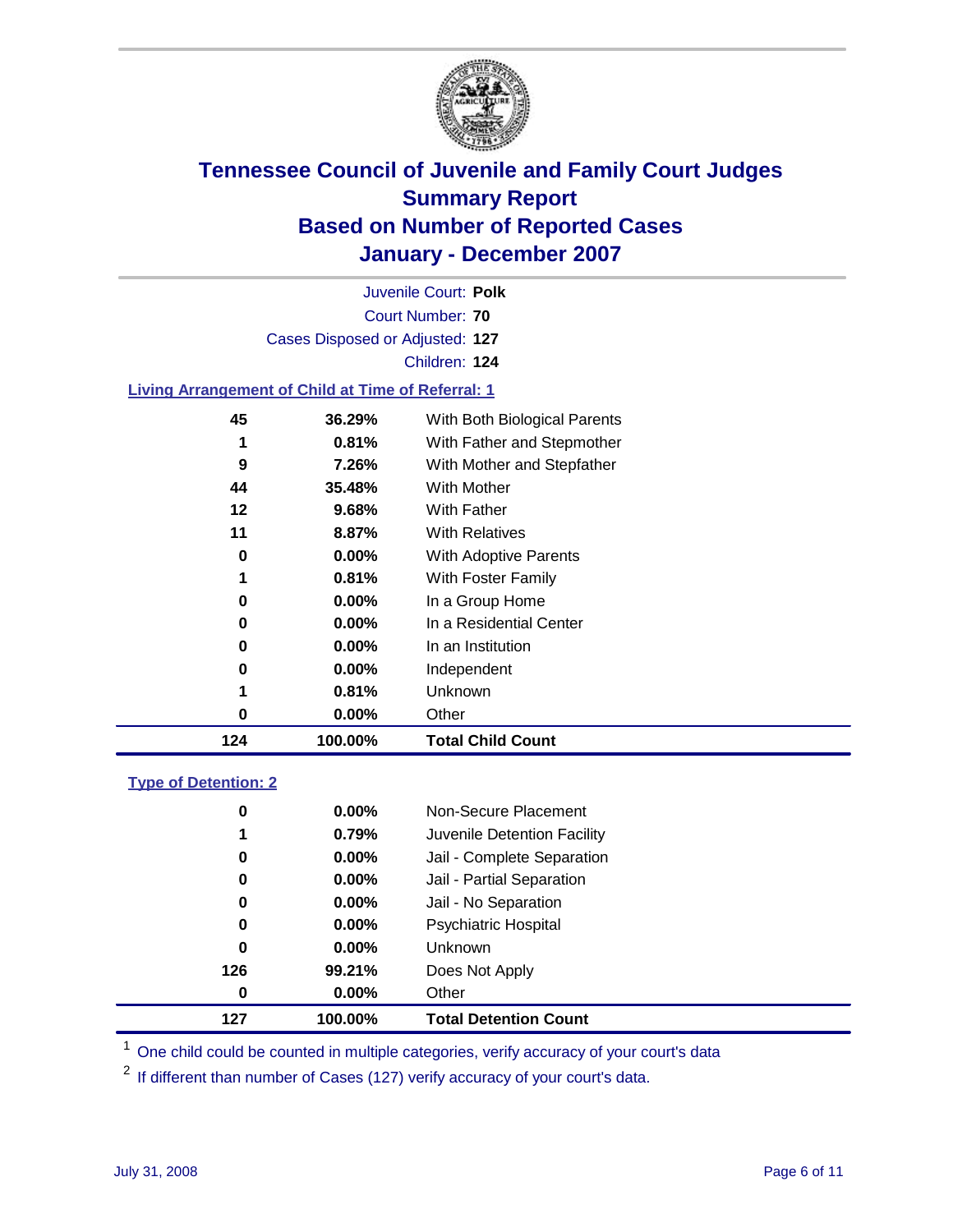# Tennessee Council of Juvenile and Family Court Judges
## Summary Report
## Based on Number of Reported Cases
## January - December 2007

Juvenile Court: **Polk**

Court Number: **70**

Cases Disposed or Adjusted: **127**

Children: **124**

### Living Arrangement of Child at Time of Referral: 1

| | | |
|---|---|---|
| 45 | 36.29% | With Both Biological Parents |
| 1 | 0.81% | With Father and Stepmother |
| 9 | 7.26% | With Mother and Stepfather |
| 44 | 35.48% | With Mother |
| 12 | 9.68% | With Father |
| 11 | 8.87% | With Relatives |
| 0 | 0.00% | With Adoptive Parents |
| 1 | 0.81% | With Foster Family |
| 0 | 0.00% | In a Group Home |
| 0 | 0.00% | In a Residential Center |
| 0 | 0.00% | In an Institution |
| 0 | 0.00% | Independent |
| 1 | 0.81% | Unknown |
| 0 | 0.00% | Other |
| **124** | **100.00%** | **Total Child Count** |

### Type of Detention: 2

| | | |
|---|---|---|
| 0 | 0.00% | Non-Secure Placement |
| 1 | 0.79% | Juvenile Detention Facility |
| 0 | 0.00% | Jail - Complete Separation |
| 0 | 0.00% | Jail - Partial Separation |
| 0 | 0.00% | Jail - No Separation |
| 0 | 0.00% | Psychiatric Hospital |
| 0 | 0.00% | Unknown |
| 126 | 99.21% | Does Not Apply |
| 0 | 0.00% | Other |
| **127** | **100.00%** | **Total Detention Count** |

[1] One child could be counted in multiple categories, verify accuracy of your court's data

[2] If different than number of Cases (127) verify accuracy of your court's data.

July 31, 2008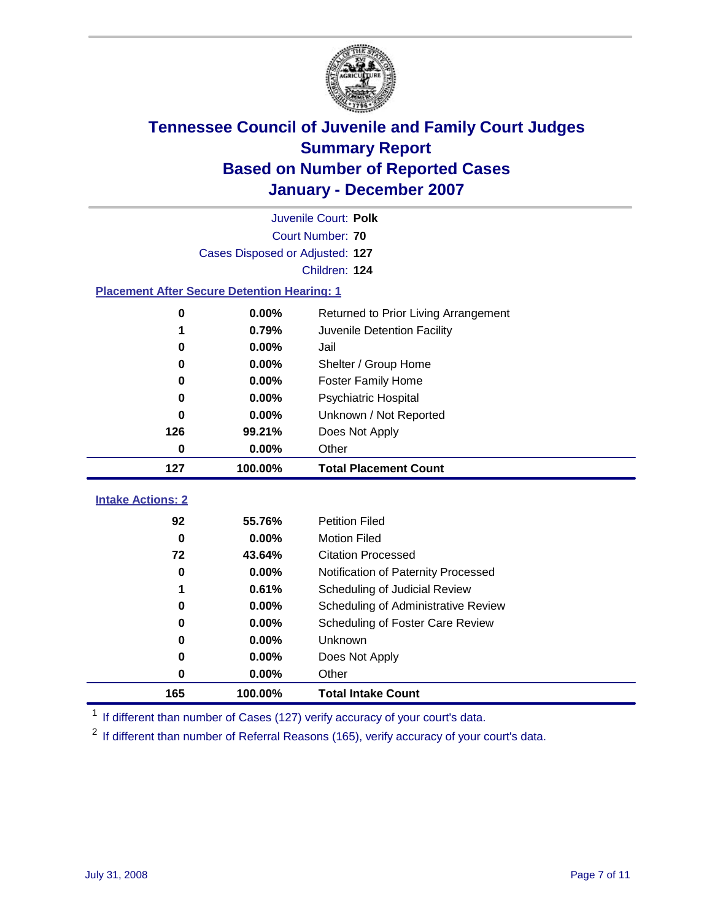# Tennessee Council of Juvenile and Family Court Judges
## Summary Report
## Based on Number of Reported Cases
## January - December 2007

Juvenile Court: **Polk**
Court Number: **70**
Cases Disposed or Adjusted: **127**
Children: **124**

### Placement After Secure Detention Hearing: 1

| Count | Percent | Placement |
|---|---|---|
| 0 | 0.00% | Returned to Prior Living Arrangement |
| 1 | 0.79% | Juvenile Detention Facility |
| 0 | 0.00% | Jail |
| 0 | 0.00% | Shelter / Group Home |
| 0 | 0.00% | Foster Family Home |
| 0 | 0.00% | Psychiatric Hospital |
| 0 | 0.00% | Unknown / Not Reported |
| 126 | 99.21% | Does Not Apply |
| 0 | 0.00% | Other |
| **127** | **100.00%** | **Total Placement Count** |

### Intake Actions: 2

| Count | Percent | Intake Action |
|---|---|---|
| 92 | 55.76% | Petition Filed |
| 0 | 0.00% | Motion Filed |
| 72 | 43.64% | Citation Processed |
| 0 | 0.00% | Notification of Paternity Processed |
| 1 | 0.61% | Scheduling of Judicial Review |
| 0 | 0.00% | Scheduling of Administrative Review |
| 0 | 0.00% | Scheduling of Foster Care Review |
| 0 | 0.00% | Unknown |
| 0 | 0.00% | Does Not Apply |
| 0 | 0.00% | Other |
| **165** | **100.00%** | **Total Intake Count** |

[1] If different than number of Cases (127) verify accuracy of your court's data.

[2] If different than number of Referral Reasons (165), verify accuracy of your court's data.

July 31, 2008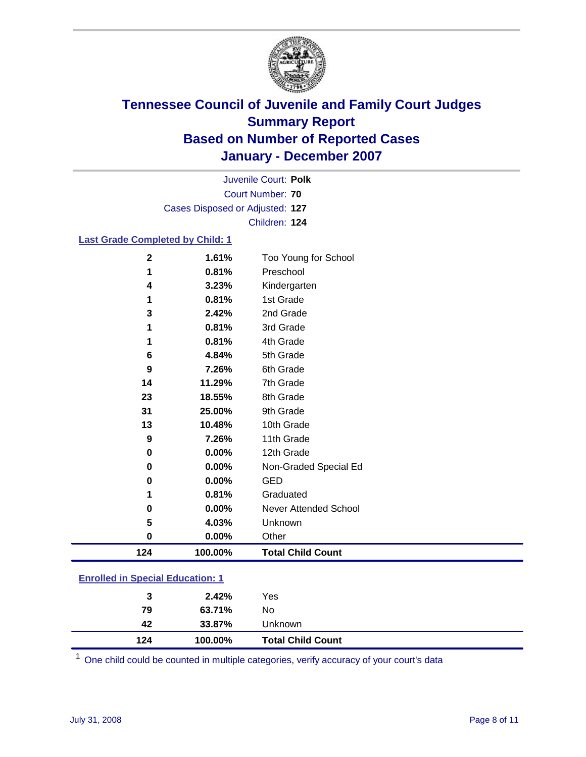# Tennessee Council of Juvenile and Family Court Judges
## Summary Report
## Based on Number of Reported Cases
## January - December 2007

Juvenile Court: **Polk**
Court Number: **70**
Cases Disposed or Adjusted: **127**
Children: **124**

### Last Grade Completed by Child: 1

| Count | Percent | Category |
|---|---|---|
| 2 | 1.61% | Too Young for School |
| 1 | 0.81% | Preschool |
| 4 | 3.23% | Kindergarten |
| 1 | 0.81% | 1st Grade |
| 3 | 2.42% | 2nd Grade |
| 1 | 0.81% | 3rd Grade |
| 1 | 0.81% | 4th Grade |
| 6 | 4.84% | 5th Grade |
| 9 | 7.26% | 6th Grade |
| 14 | 11.29% | 7th Grade |
| 23 | 18.55% | 8th Grade |
| 31 | 25.00% | 9th Grade |
| 13 | 10.48% | 10th Grade |
| 9 | 7.26% | 11th Grade |
| 0 | 0.00% | 12th Grade |
| 0 | 0.00% | Non-Graded Special Ed |
| 0 | 0.00% | GED |
| 1 | 0.81% | Graduated |
| 0 | 0.00% | Never Attended School |
| 5 | 4.03% | Unknown |
| 0 | 0.00% | Other |
| **124** | **100.00%** | **Total Child Count** |

### Enrolled in Special Education: 1

| Count | Percent | Category |
|---|---|---|
| 3 | 2.42% | Yes |
| 79 | 63.71% | No |
| 42 | 33.87% | Unknown |
| **124** | **100.00%** | **Total Child Count** |

[1] One child could be counted in multiple categories, verify accuracy of your court's data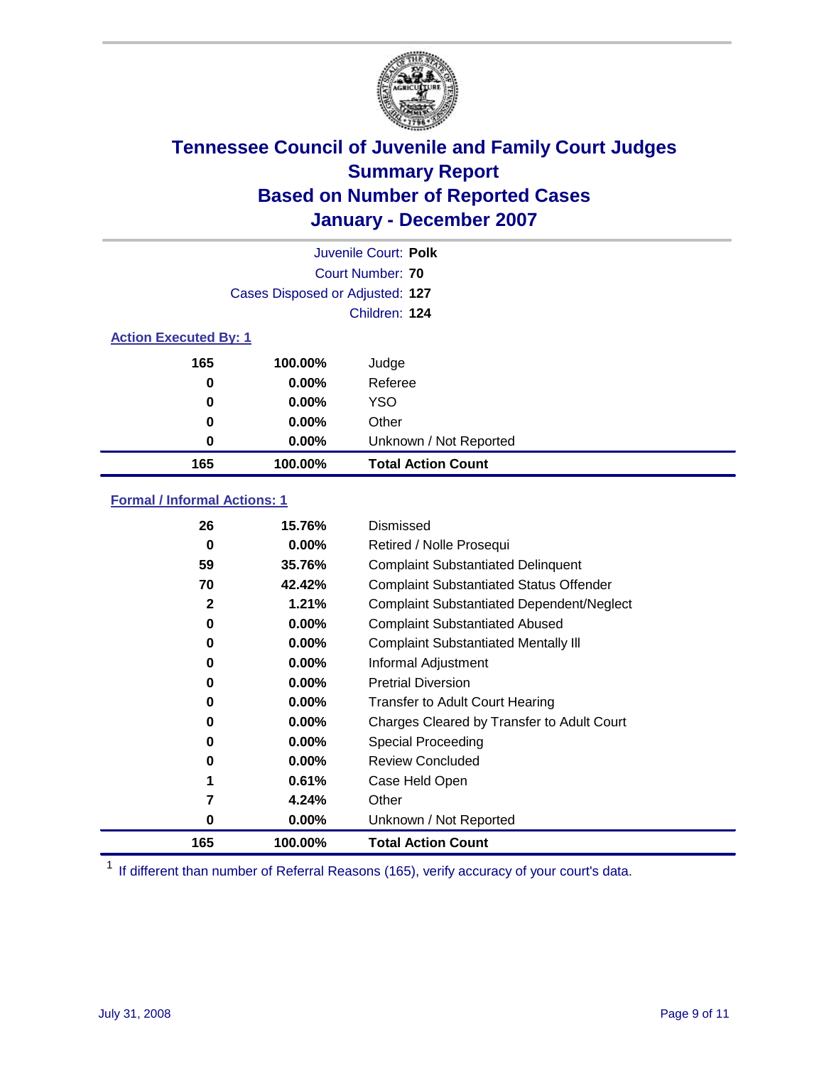# Tennessee Council of Juvenile and Family Court Judges
## Summary Report
## Based on Number of Reported Cases
## January - December 2007

Juvenile Court: **Polk**
Court Number: **70**
Cases Disposed or Adjusted: **127**
Children: **124**

### Action Executed By: 1

| | | |
|---|---|---|
| 165 | 100.00% | Judge |
| 0 | 0.00% | Referee |
| 0 | 0.00% | YSO |
| 0 | 0.00% | Other |
| 0 | 0.00% | Unknown / Not Reported |
| **165** | **100.00%** | **Total Action Count** |

### Formal / Informal Actions: 1

| | | |
|---|---|---|
| 26 | 15.76% | Dismissed |
| 0 | 0.00% | Retired / Nolle Prosequi |
| 59 | 35.76% | Complaint Substantiated Delinquent |
| 70 | 42.42% | Complaint Substantiated Status Offender |
| 2 | 1.21% | Complaint Substantiated Dependent/Neglect |
| 0 | 0.00% | Complaint Substantiated Abused |
| 0 | 0.00% | Complaint Substantiated Mentally Ill |
| 0 | 0.00% | Informal Adjustment |
| 0 | 0.00% | Pretrial Diversion |
| 0 | 0.00% | Transfer to Adult Court Hearing |
| 0 | 0.00% | Charges Cleared by Transfer to Adult Court |
| 0 | 0.00% | Special Proceeding |
| 0 | 0.00% | Review Concluded |
| 1 | 0.61% | Case Held Open |
| 7 | 4.24% | Other |
| 0 | 0.00% | Unknown / Not Reported |
| **165** | **100.00%** | **Total Action Count** |

[1] If different than number of Referral Reasons (165), verify accuracy of your court's data.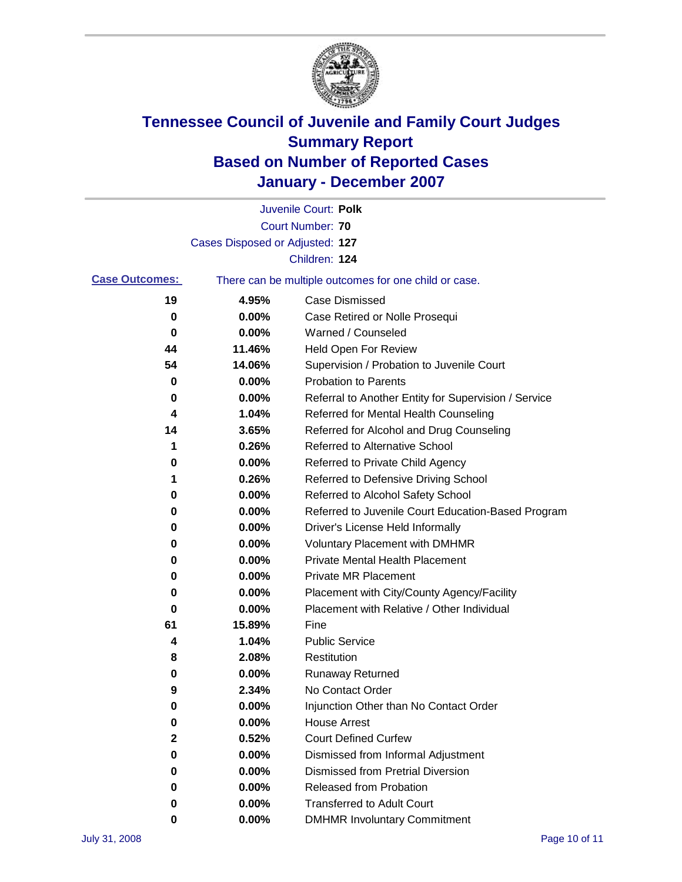# Tennessee Council of Juvenile and Family Court Judges
# Summary Report
# Based on Number of Reported Cases
# January - December 2007

Juvenile Court: **Polk**
Court Number: **70**
Cases Disposed or Adjusted: **127**
Children: **124**

**Case Outcomes:** There can be multiple outcomes for one child or case.

| | | |
|---|---|---|
| 19 | 4.95% | Case Dismissed |
| 0 | 0.00% | Case Retired or Nolle Prosequi |
| 0 | 0.00% | Warned / Counseled |
| 44 | 11.46% | Held Open For Review |
| 54 | 14.06% | Supervision / Probation to Juvenile Court |
| 0 | 0.00% | Probation to Parents |
| 0 | 0.00% | Referral to Another Entity for Supervision / Service |
| 4 | 1.04% | Referred for Mental Health Counseling |
| 14 | 3.65% | Referred for Alcohol and Drug Counseling |
| 1 | 0.26% | Referred to Alternative School |
| 0 | 0.00% | Referred to Private Child Agency |
| 1 | 0.26% | Referred to Defensive Driving School |
| 0 | 0.00% | Referred to Alcohol Safety School |
| 0 | 0.00% | Referred to Juvenile Court Education-Based Program |
| 0 | 0.00% | Driver's License Held Informally |
| 0 | 0.00% | Voluntary Placement with DMHMR |
| 0 | 0.00% | Private Mental Health Placement |
| 0 | 0.00% | Private MR Placement |
| 0 | 0.00% | Placement with City/County Agency/Facility |
| 0 | 0.00% | Placement with Relative / Other Individual |
| 61 | 15.89% | Fine |
| 4 | 1.04% | Public Service |
| 8 | 2.08% | Restitution |
| 0 | 0.00% | Runaway Returned |
| 9 | 2.34% | No Contact Order |
| 0 | 0.00% | Injunction Other than No Contact Order |
| 0 | 0.00% | House Arrest |
| 2 | 0.52% | Court Defined Curfew |
| 0 | 0.00% | Dismissed from Informal Adjustment |
| 0 | 0.00% | Dismissed from Pretrial Diversion |
| 0 | 0.00% | Released from Probation |
| 0 | 0.00% | Transferred to Adult Court |
| 0 | 0.00% | DMHMR Involuntary Commitment |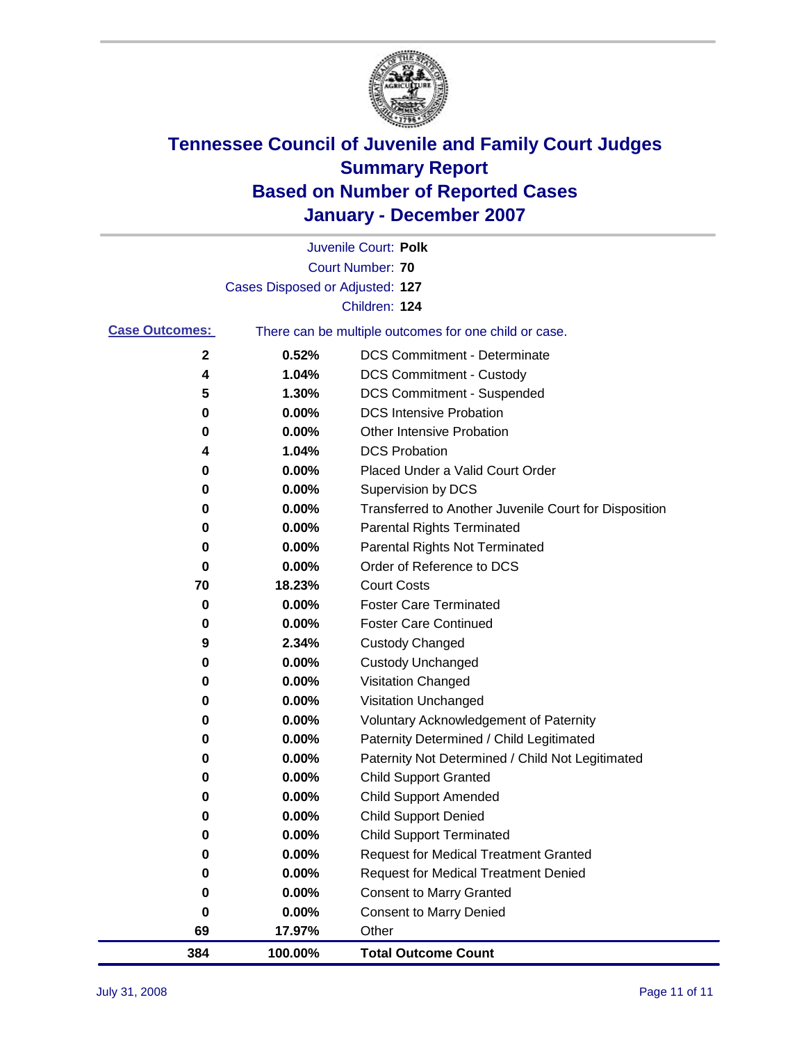# Tennessee Council of Juvenile and Family Court Judges
## Summary Report
## Based on Number of Reported Cases
## January - December 2007

Juvenile Court: **Polk**

Court Number: **70**

Cases Disposed or Adjusted: **127**

Children: **124**

**Case Outcomes:** There can be multiple outcomes for one child or case.

| | | |
|---|---|---|
| 2 | 0.52% | DCS Commitment - Determinate |
| 4 | 1.04% | DCS Commitment - Custody |
| 5 | 1.30% | DCS Commitment - Suspended |
| 0 | 0.00% | DCS Intensive Probation |
| 0 | 0.00% | Other Intensive Probation |
| 4 | 1.04% | DCS Probation |
| 0 | 0.00% | Placed Under a Valid Court Order |
| 0 | 0.00% | Supervision by DCS |
| 0 | 0.00% | Transferred to Another Juvenile Court for Disposition |
| 0 | 0.00% | Parental Rights Terminated |
| 0 | 0.00% | Parental Rights Not Terminated |
| 0 | 0.00% | Order of Reference to DCS |
| 70 | 18.23% | Court Costs |
| 0 | 0.00% | Foster Care Terminated |
| 0 | 0.00% | Foster Care Continued |
| 9 | 2.34% | Custody Changed |
| 0 | 0.00% | Custody Unchanged |
| 0 | 0.00% | Visitation Changed |
| 0 | 0.00% | Visitation Unchanged |
| 0 | 0.00% | Voluntary Acknowledgement of Paternity |
| 0 | 0.00% | Paternity Determined / Child Legitimated |
| 0 | 0.00% | Paternity Not Determined / Child Not Legitimated |
| 0 | 0.00% | Child Support Granted |
| 0 | 0.00% | Child Support Amended |
| 0 | 0.00% | Child Support Denied |
| 0 | 0.00% | Child Support Terminated |
| 0 | 0.00% | Request for Medical Treatment Granted |
| 0 | 0.00% | Request for Medical Treatment Denied |
| 0 | 0.00% | Consent to Marry Granted |
| 0 | 0.00% | Consent to Marry Denied |
| 69 | 17.97% | Other |
| **384** | **100.00%** | **Total Outcome Count** |

July 31, 2008